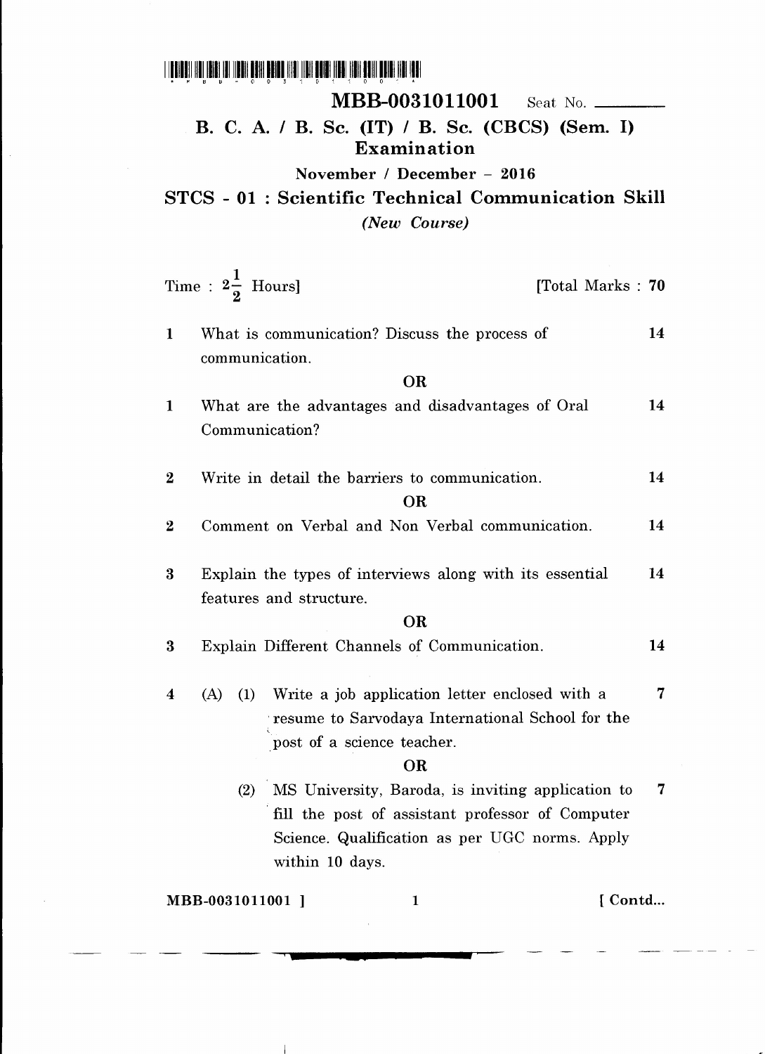**MBB-0031011001** Seat No. ________

## B. C. A. / B. Sc. (IT) / B. Sc. (CBCS) (Sem. I) Examination

**November / December – 2016**

## STCS - 01 : Scientific Technical Communication Skill

*(New Course)*

Time : $2\frac{1}{2}$ Hours] [Total Marks : **70**

**1** What is communication? Discuss the process of communication. **14**

**OR**

**1** What are the advantages and disadvantages of Oral Communication? **14**

**2** Write in detail the barriers to communication. **14**

**OR**

**2** Comment on Verbal and Non Verbal communication. **14**

**3** Explain the types of interviews along with its essential features and structure. **14**

**OR**

**3** Explain Different Channels of Communication. **14**

**4** (A) (1) Write a job application letter enclosed with a resume to Sarvodaya International School for the post of a science teacher. **7**

**OR**

(2) MS University, Baroda, is inviting application to fill the post of assistant professor of Computer Science. Qualification as per UGC norms. Apply within 10 days. **7**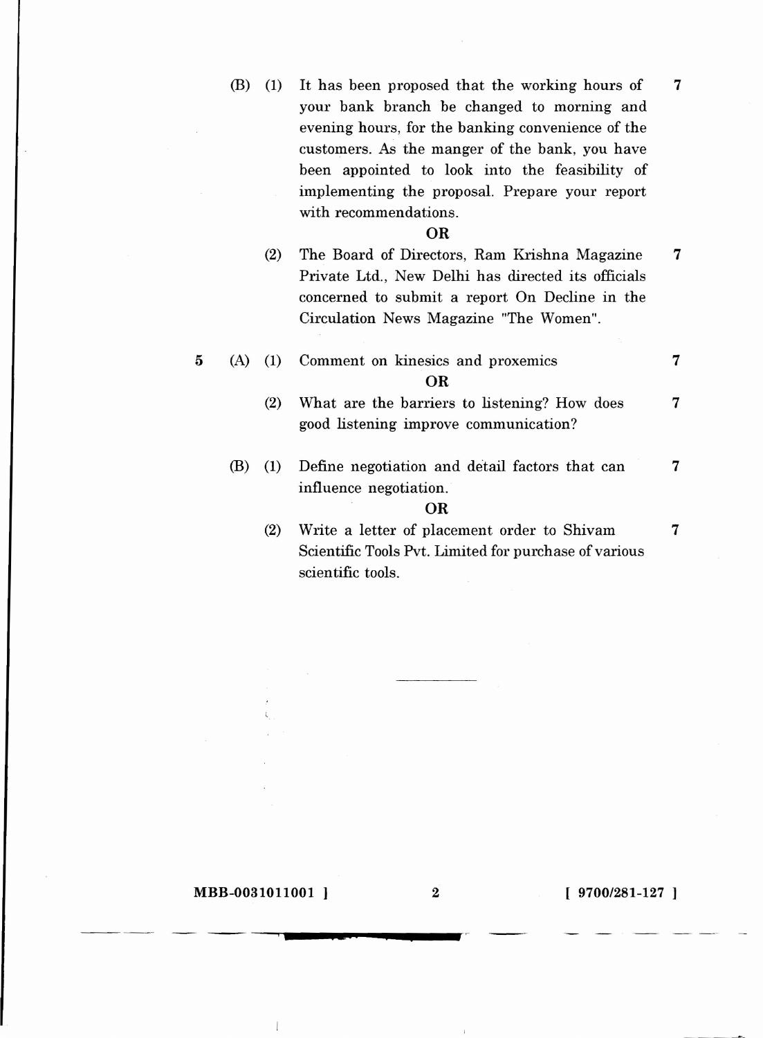(B) (1) It has been proposed that the working hours of your bank branch be changed to morning and evening hours, for the banking convenience of the customers. As the manger of the bank, you have been appointed to look into the feasibility of implementing the proposal. Prepare your report with recommendations. **7**

**OR**

(2) The Board of Directors, Ram Krishna Magazine Private Ltd., New Delhi has directed its officials concerned to submit a report On Decline in the Circulation News Magazine "The Women". **7**

**5** (A) (1) Comment on kinesics and proxemics **7**

**OR**

(2) What are the barriers to listening? How does good listening improve communication? **7**

(B) (1) Define negotiation and detail factors that can influence negotiation. **7**

**OR**

(2) Write a letter of placement order to Shivam Scientific Tools Pvt. Limited for purchase of various scientific tools. **7**

---